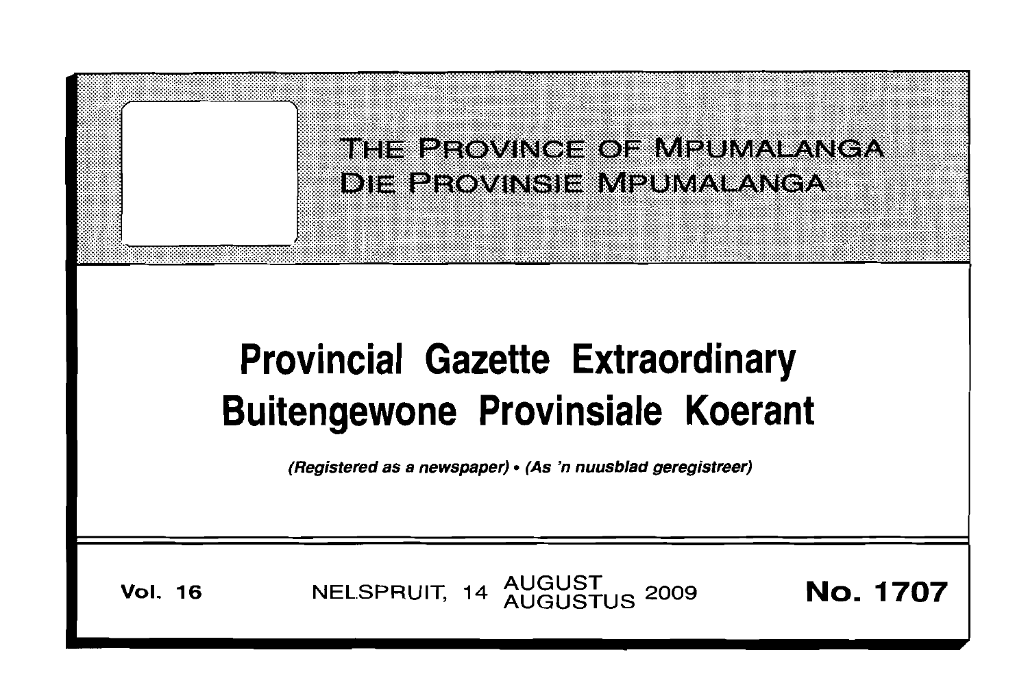THE PROVINCE OF MPUMALANGA
DIE PROVINSIE MPUMALANGA

# Provincial Gazette Extraordinary
# Buitengewone Provinsiale Koerant

*(Registered as a newspaper) • (As 'n nuusblad geregistreer)*

**Vol. 16** NELSPRUIT, 14 AUGUST AUGUSTUS 2009 **No. 1707**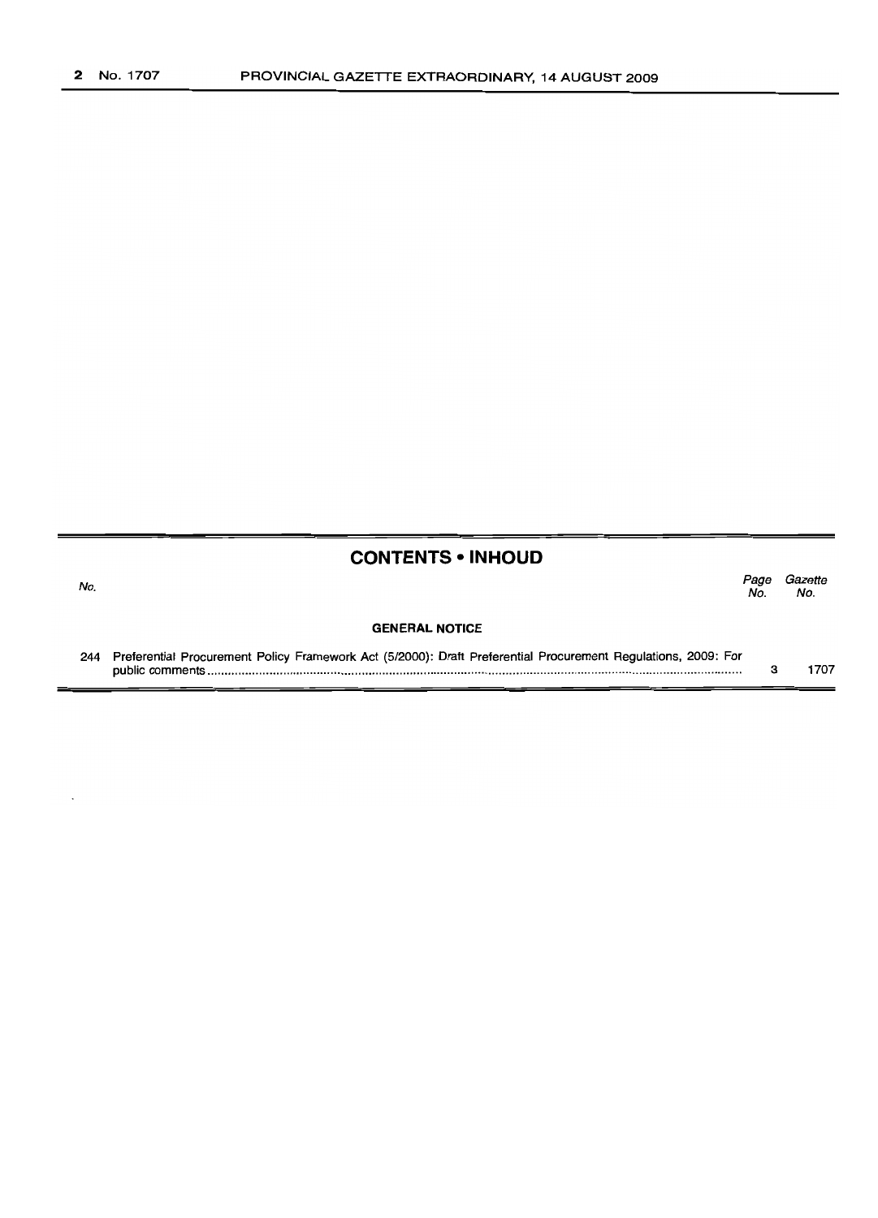## CONTENTS • INHOUD

| No. | | Page No. | Gazette No. |
|---|---|---|---|
| | **GENERAL NOTICE** | | |
| 244 | Preferential Procurement Policy Framework Act (5/2000): Draft Preferential Procurement Regulations, 2009: For public comments | 3 | 1707 |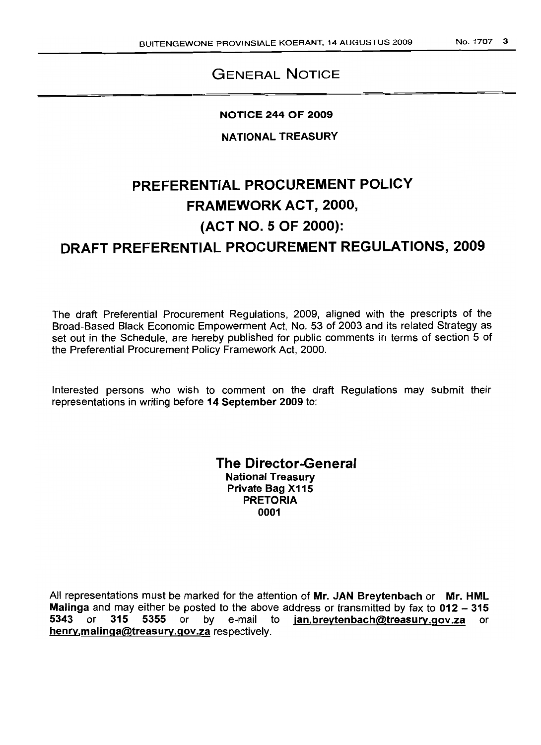# GENERAL NOTICE

**NOTICE 244 OF 2009**

**NATIONAL TREASURY**

## PREFERENTIAL PROCUREMENT POLICY FRAMEWORK ACT, 2000, (ACT NO. 5 OF 2000): DRAFT PREFERENTIAL PROCUREMENT REGULATIONS, 2009

The draft Preferential Procurement Regulations, 2009, aligned with the prescripts of the Broad-Based Black Economic Empowerment Act, No. 53 of 2003 and its related Strategy as set out in the Schedule, are hereby published for public comments in terms of section 5 of the Preferential Procurement Policy Framework Act, 2000.

Interested persons who wish to comment on the draft Regulations may submit their representations in writing before **14 September 2009** to:

**The Director-General**
**National Treasury**
**Private Bag X115**
**PRETORIA**
**0001**

All representations must be marked for the attention of **Mr. JAN Breytenbach** or **Mr. HML Malinga** and may either be posted to the above address or transmitted by fax to **012 – 315 5343** or **315 5355** or by e-mail to **jan.breytenbach@treasury.gov.za** or **henry.malinga@treasury.gov.za** respectively.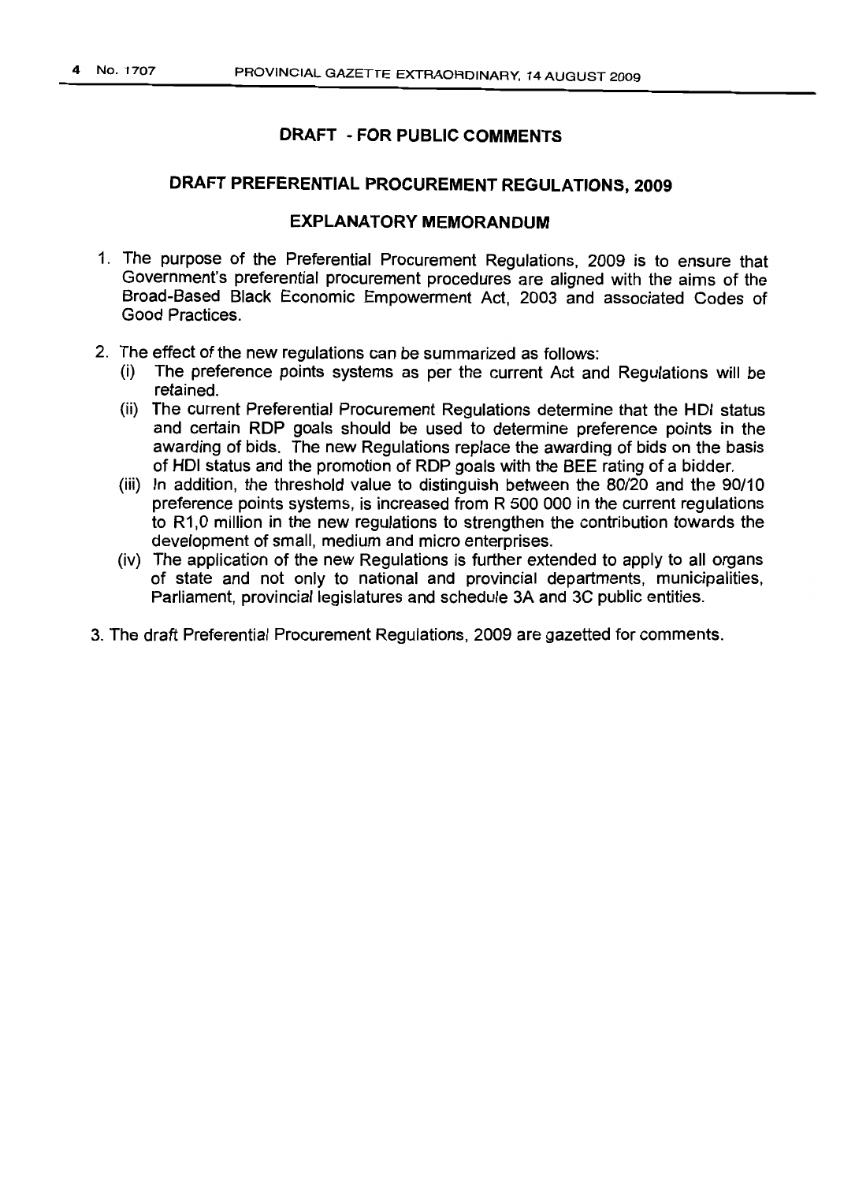## DRAFT - FOR PUBLIC COMMENTS

## DRAFT PREFERENTIAL PROCUREMENT REGULATIONS, 2009

### EXPLANATORY MEMORANDUM

1. The purpose of the Preferential Procurement Regulations, 2009 is to ensure that Government's preferential procurement procedures are aligned with the aims of the Broad-Based Black Economic Empowerment Act, 2003 and associated Codes of Good Practices.

2. The effect of the new regulations can be summarized as follows:
   - (i) The preference points systems as per the current Act and Regulations will be retained.
   - (ii) The current Preferential Procurement Regulations determine that the HDI status and certain RDP goals should be used to determine preference points in the awarding of bids. The new Regulations replace the awarding of bids on the basis of HDI status and the promotion of RDP goals with the BEE rating of a bidder.
   - (iii) In addition, the threshold value to distinguish between the 80/20 and the 90/10 preference points systems, is increased from R 500 000 in the current regulations to R1,0 million in the new regulations to strengthen the contribution towards the development of small, medium and micro enterprises.
   - (iv) The application of the new Regulations is further extended to apply to all organs of state and not only to national and provincial departments, municipalities, Parliament, provincial legislatures and schedule 3A and 3C public entities.

3. The draft Preferential Procurement Regulations, 2009 are gazetted for comments.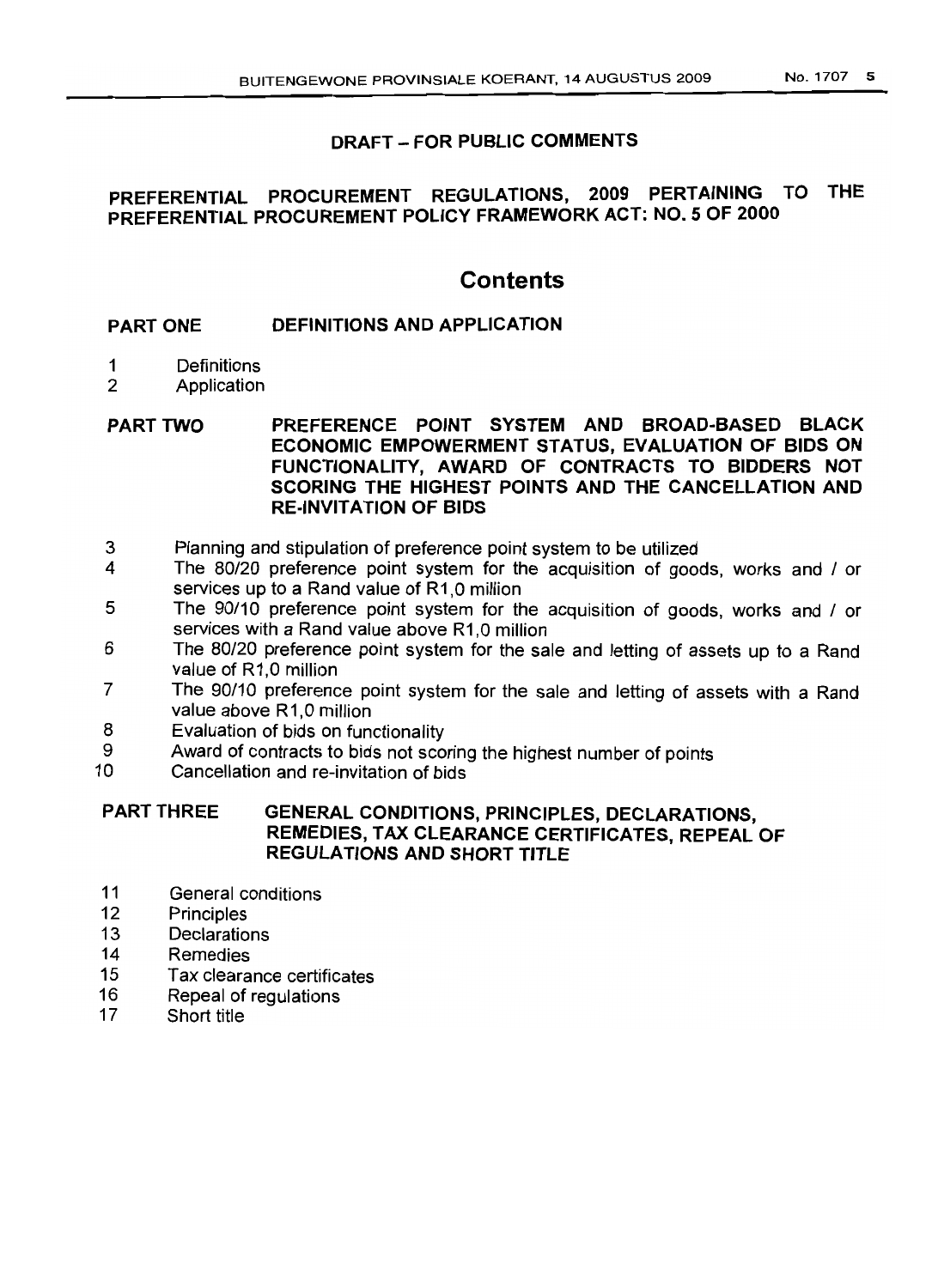**DRAFT – FOR PUBLIC COMMENTS**

# PREFERENTIAL PROCUREMENT REGULATIONS, 2009 PERTAINING TO THE PREFERENTIAL PROCUREMENT POLICY FRAMEWORK ACT: NO. 5 OF 2000

## Contents

**PART ONE DEFINITIONS AND APPLICATION**

1 Definitions
2 Application

**PART TWO PREFERENCE POINT SYSTEM AND BROAD-BASED BLACK ECONOMIC EMPOWERMENT STATUS, EVALUATION OF BIDS ON FUNCTIONALITY, AWARD OF CONTRACTS TO BIDDERS NOT SCORING THE HIGHEST POINTS AND THE CANCELLATION AND RE-INVITATION OF BIDS**

3 Planning and stipulation of preference point system to be utilized
4 The 80/20 preference point system for the acquisition of goods, works and / or services up to a Rand value of R1,0 million
5 The 90/10 preference point system for the acquisition of goods, works and / or services with a Rand value above R1,0 million
6 The 80/20 preference point system for the sale and letting of assets up to a Rand value of R1,0 million
7 The 90/10 preference point system for the sale and letting of assets with a Rand value above R1,0 million
8 Evaluation of bids on functionality
9 Award of contracts to bids not scoring the highest number of points
10 Cancellation and re-invitation of bids

**PART THREE GENERAL CONDITIONS, PRINCIPLES, DECLARATIONS, REMEDIES, TAX CLEARANCE CERTIFICATES, REPEAL OF REGULATIONS AND SHORT TITLE**

11 General conditions
12 Principles
13 Declarations
14 Remedies
15 Tax clearance certificates
16 Repeal of regulations
17 Short title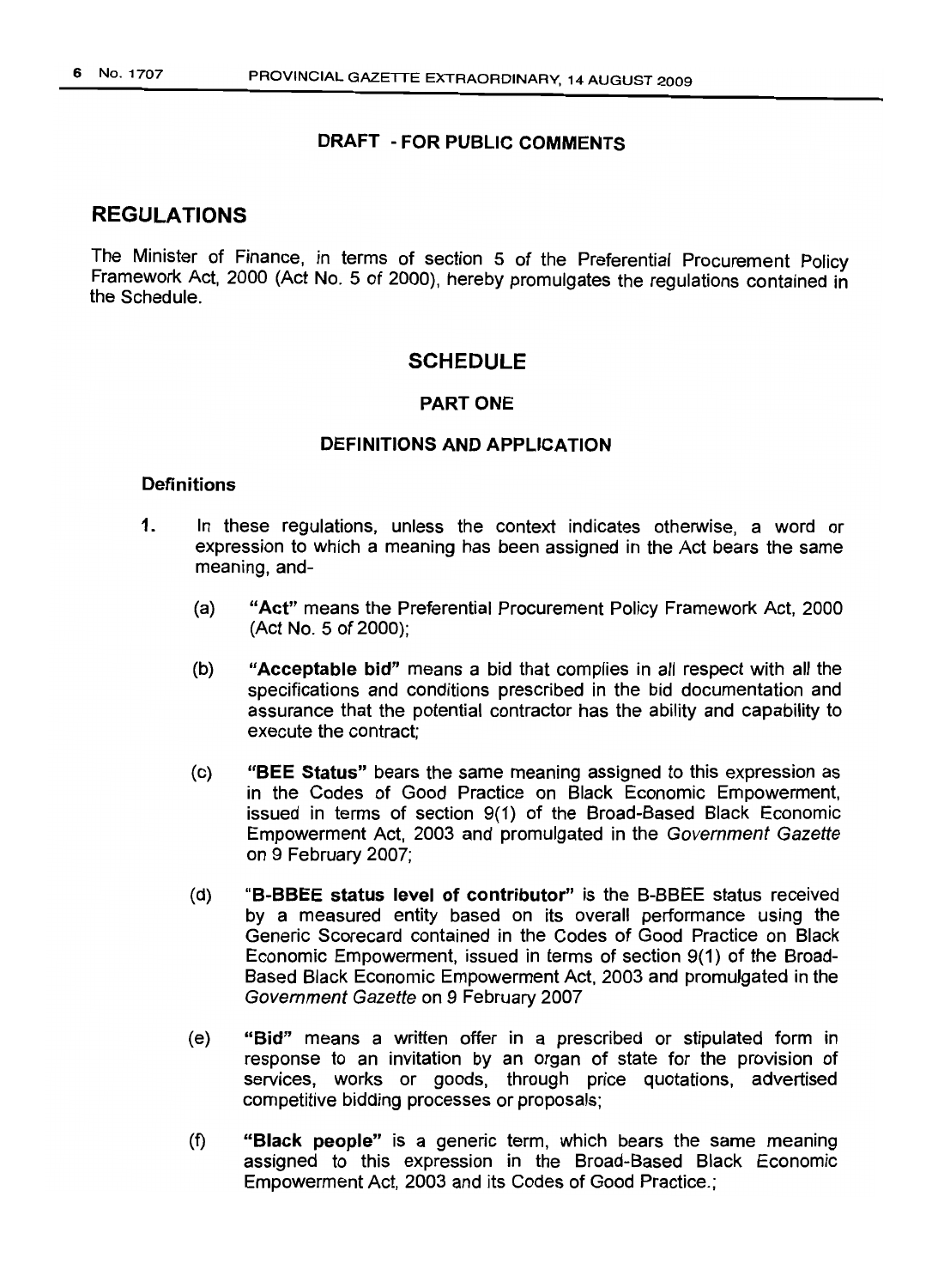**DRAFT - FOR PUBLIC COMMENTS**

## REGULATIONS

The Minister of Finance, in terms of section 5 of the Preferential Procurement Policy Framework Act, 2000 (Act No. 5 of 2000), hereby promulgates the regulations contained in the Schedule.

## SCHEDULE

### PART ONE

### DEFINITIONS AND APPLICATION

**Definitions**

1. In these regulations, unless the context indicates otherwise, a word or expression to which a meaning has been assigned in the Act bears the same meaning, and-

   (a) **"Act"** means the Preferential Procurement Policy Framework Act, 2000 (Act No. 5 of 2000);

   (b) **"Acceptable bid"** means a bid that complies in all respect with all the specifications and conditions prescribed in the bid documentation and assurance that the potential contractor has the ability and capability to execute the contract;

   (c) **"BEE Status"** bears the same meaning assigned to this expression as in the Codes of Good Practice on Black Economic Empowerment, issued in terms of section 9(1) of the Broad-Based Black Economic Empowerment Act, 2003 and promulgated in the *Government Gazette* on 9 February 2007;

   (d) **"B-BBEE status level of contributor"** is the B-BBEE status received by a measured entity based on its overall performance using the Generic Scorecard contained in the Codes of Good Practice on Black Economic Empowerment, issued in terms of section 9(1) of the Broad-Based Black Economic Empowerment Act, 2003 and promulgated in the *Government Gazette* on 9 February 2007

   (e) **"Bid"** means a written offer in a prescribed or stipulated form in response to an invitation by an organ of state for the provision of services, works or goods, through price quotations, advertised competitive bidding processes or proposals;

   (f) **"Black people"** is a generic term, which bears the same meaning assigned to this expression in the Broad-Based Black Economic Empowerment Act, 2003 and its Codes of Good Practice.;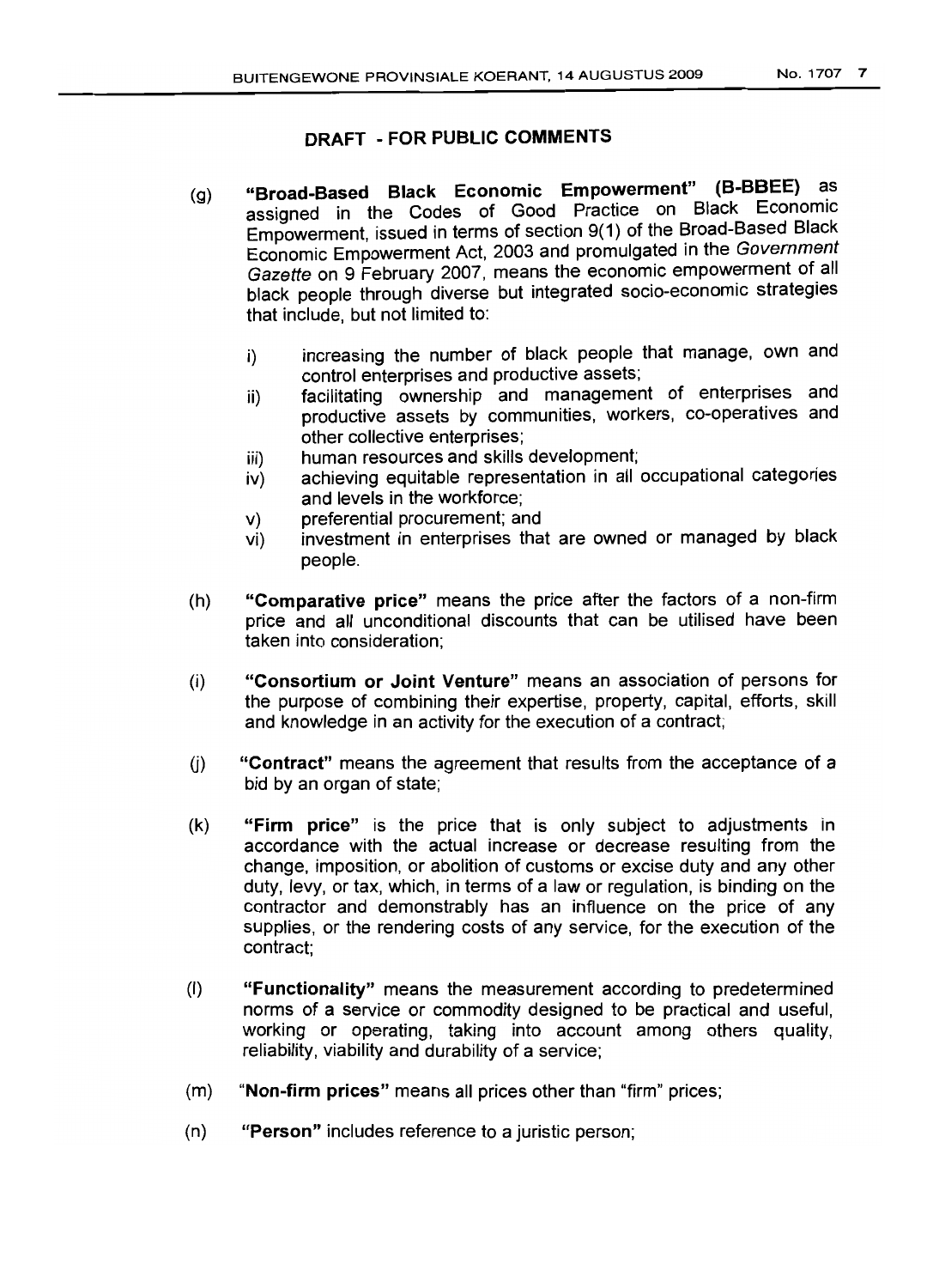**DRAFT - FOR PUBLIC COMMENTS**

(g) **"Broad-Based Black Economic Empowerment" (B-BBEE)** as assigned in the Codes of Good Practice on Black Economic Empowerment, issued in terms of section 9(1) of the Broad-Based Black Economic Empowerment Act, 2003 and promulgated in the *Government Gazette* on 9 February 2007, means the economic empowerment of all black people through diverse but integrated socio-economic strategies that include, but not limited to:

- i) increasing the number of black people that manage, own and control enterprises and productive assets;
- ii) facilitating ownership and management of enterprises and productive assets by communities, workers, co-operatives and other collective enterprises;
- iii) human resources and skills development;
- iv) achieving equitable representation in all occupational categories and levels in the workforce;
- v) preferential procurement; and
- vi) investment in enterprises that are owned or managed by black people.

(h) **"Comparative price"** means the price after the factors of a non-firm price and all unconditional discounts that can be utilised have been taken into consideration;

(i) **"Consortium or Joint Venture"** means an association of persons for the purpose of combining their expertise, property, capital, efforts, skill and knowledge in an activity for the execution of a contract;

(j) **"Contract"** means the agreement that results from the acceptance of a bid by an organ of state;

(k) **"Firm price"** is the price that is only subject to adjustments in accordance with the actual increase or decrease resulting from the change, imposition, or abolition of customs or excise duty and any other duty, levy, or tax, which, in terms of a law or regulation, is binding on the contractor and demonstrably has an influence on the price of any supplies, or the rendering costs of any service, for the execution of the contract;

(l) **"Functionality"** means the measurement according to predetermined norms of a service or commodity designed to be practical and useful, working or operating, taking into account among others quality, reliability, viability and durability of a service;

(m) "**Non-firm prices"** means all prices other than "firm" prices;

(n) **"Person"** includes reference to a juristic person;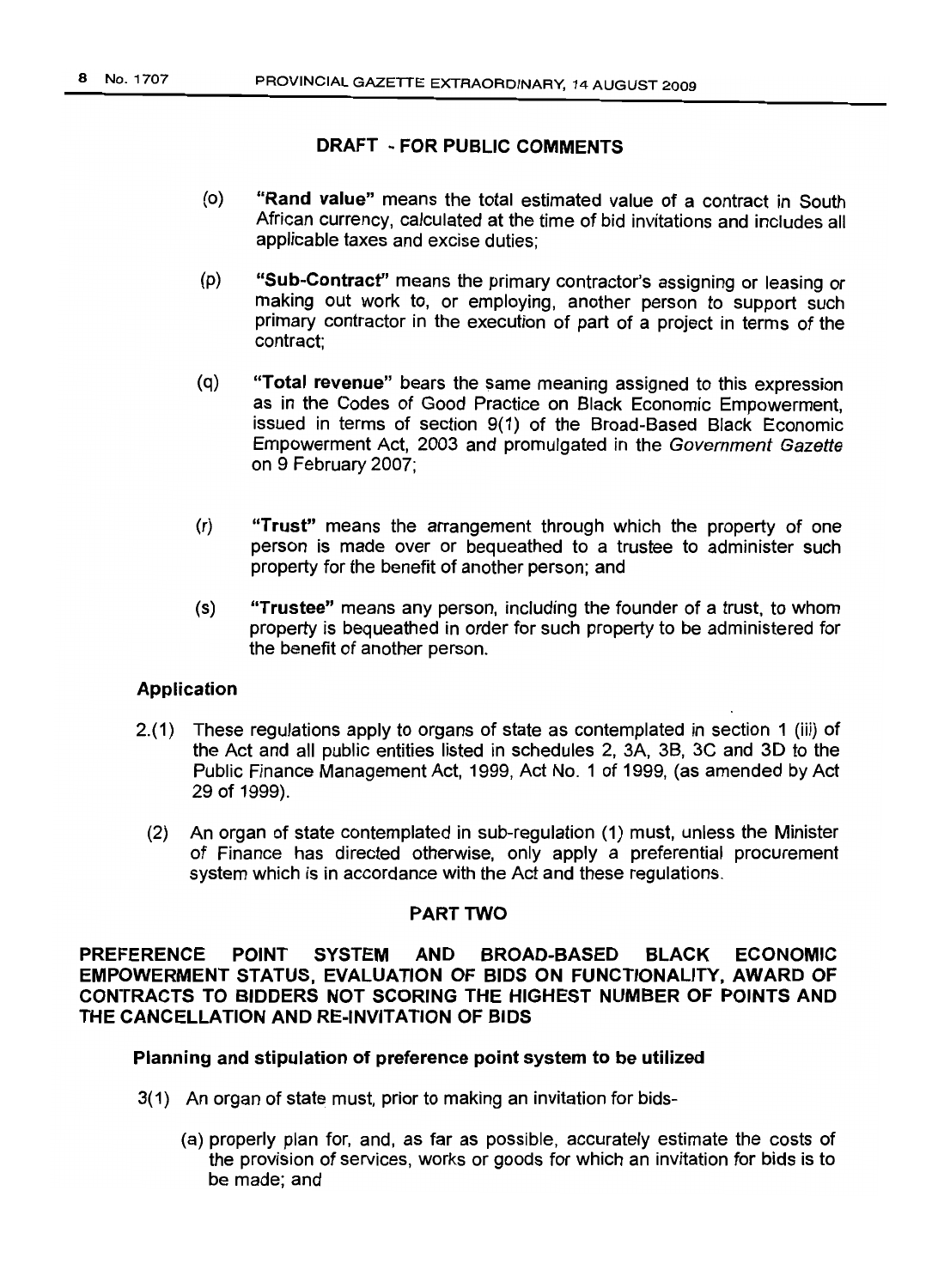**DRAFT - FOR PUBLIC COMMENTS**

(o) **"Rand value"** means the total estimated value of a contract in South African currency, calculated at the time of bid invitations and includes all applicable taxes and excise duties;

(p) **"Sub-Contract"** means the primary contractor's assigning or leasing or making out work to, or employing, another person to support such primary contractor in the execution of part of a project in terms of the contract;

(q) **"Total revenue"** bears the same meaning assigned to this expression as in the Codes of Good Practice on Black Economic Empowerment, issued in terms of section 9(1) of the Broad-Based Black Economic Empowerment Act, 2003 and promulgated in the *Government Gazette* on 9 February 2007;

(r) **"Trust"** means the arrangement through which the property of one person is made over or bequeathed to a trustee to administer such property for the benefit of another person; and

(s) **"Trustee"** means any person, including the founder of a trust, to whom property is bequeathed in order for such property to be administered for the benefit of another person.

### Application

2.(1) These regulations apply to organs of state as contemplated in section 1 (iii) of the Act and all public entities listed in schedules 2, 3A, 3B, 3C and 3D to the Public Finance Management Act, 1999, Act No. 1 of 1999, (as amended by Act 29 of 1999).

(2) An organ of state contemplated in sub-regulation (1) must, unless the Minister of Finance has directed otherwise, only apply a preferential procurement system which is in accordance with the Act and these regulations.

## PART TWO

## PREFERENCE POINT SYSTEM AND BROAD-BASED BLACK ECONOMIC EMPOWERMENT STATUS, EVALUATION OF BIDS ON FUNCTIONALITY, AWARD OF CONTRACTS TO BIDDERS NOT SCORING THE HIGHEST NUMBER OF POINTS AND THE CANCELLATION AND RE-INVITATION OF BIDS

### Planning and stipulation of preference point system to be utilized

3(1) An organ of state must, prior to making an invitation for bids-

(a) properly plan for, and, as far as possible, accurately estimate the costs of the provision of services, works or goods for which an invitation for bids is to be made; and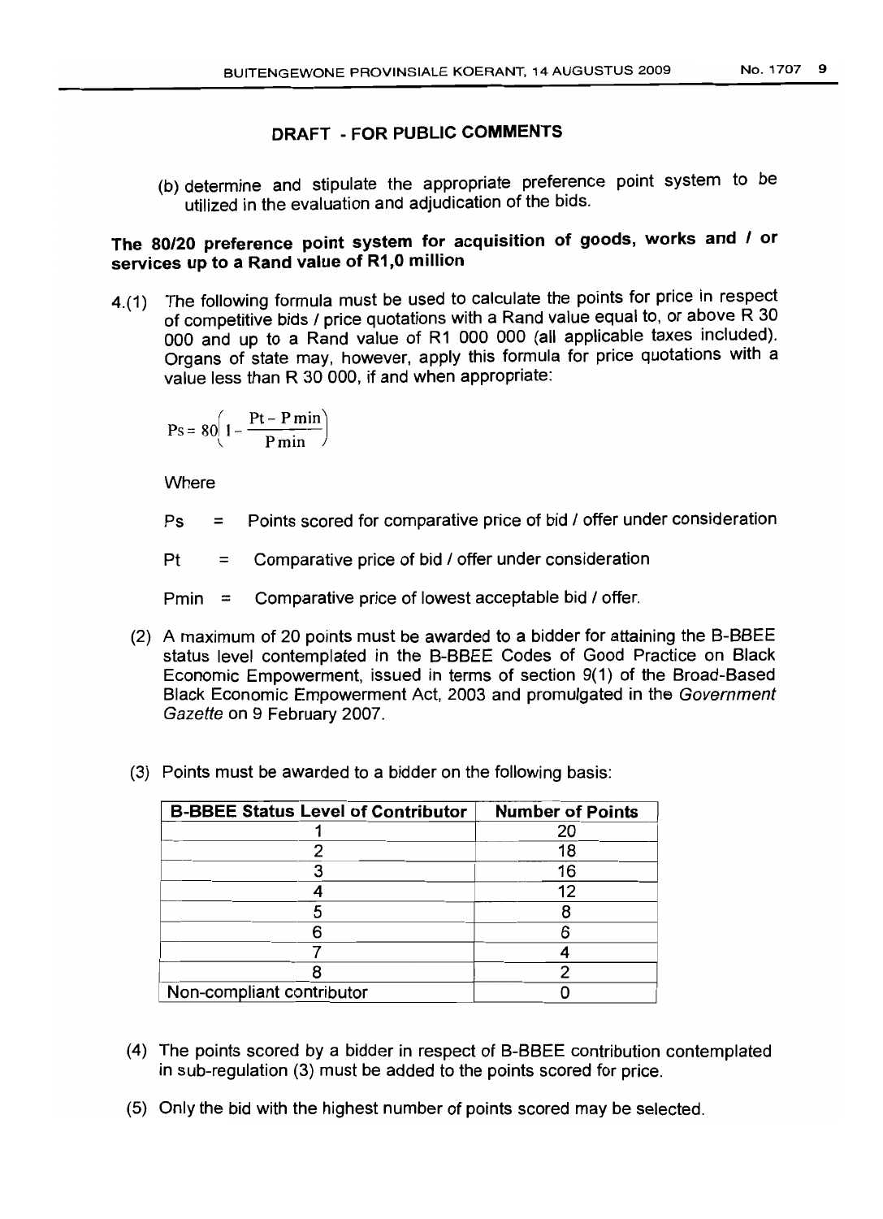**DRAFT - FOR PUBLIC COMMENTS**

(b) determine and stipulate the appropriate preference point system to be utilized in the evaluation and adjudication of the bids.

**The 80/20 preference point system for acquisition of goods, works and / or services up to a Rand value of R1,0 million**

4.(1) The following formula must be used to calculate the points for price in respect of competitive bids / price quotations with a Rand value equal to, or above R 30 000 and up to a Rand value of R1 000 000 (all applicable taxes included). Organs of state may, however, apply this formula for price quotations with a value less than R 30 000, if and when appropriate:

$$Ps = 80\left(1 - \frac{Pt - P\min}{P\min}\right)$$

Where

Ps = Points scored for comparative price of bid / offer under consideration

Pt = Comparative price of bid / offer under consideration

Pmin = Comparative price of lowest acceptable bid / offer.

(2) A maximum of 20 points must be awarded to a bidder for attaining the B-BBEE status level contemplated in the B-BBEE Codes of Good Practice on Black Economic Empowerment, issued in terms of section 9(1) of the Broad-Based Black Economic Empowerment Act, 2003 and promulgated in the *Government Gazette* on 9 February 2007.

(3) Points must be awarded to a bidder on the following basis:

| B-BBEE Status Level of Contributor | Number of Points |
|---|---|
| 1 | 20 |
| 2 | 18 |
| 3 | 16 |
| 4 | 12 |
| 5 | 8 |
| 6 | 6 |
| 7 | 4 |
| 8 | 2 |
| Non-compliant contributor | 0 |

(4) The points scored by a bidder in respect of B-BBEE contribution contemplated in sub-regulation (3) must be added to the points scored for price.

(5) Only the bid with the highest number of points scored may be selected.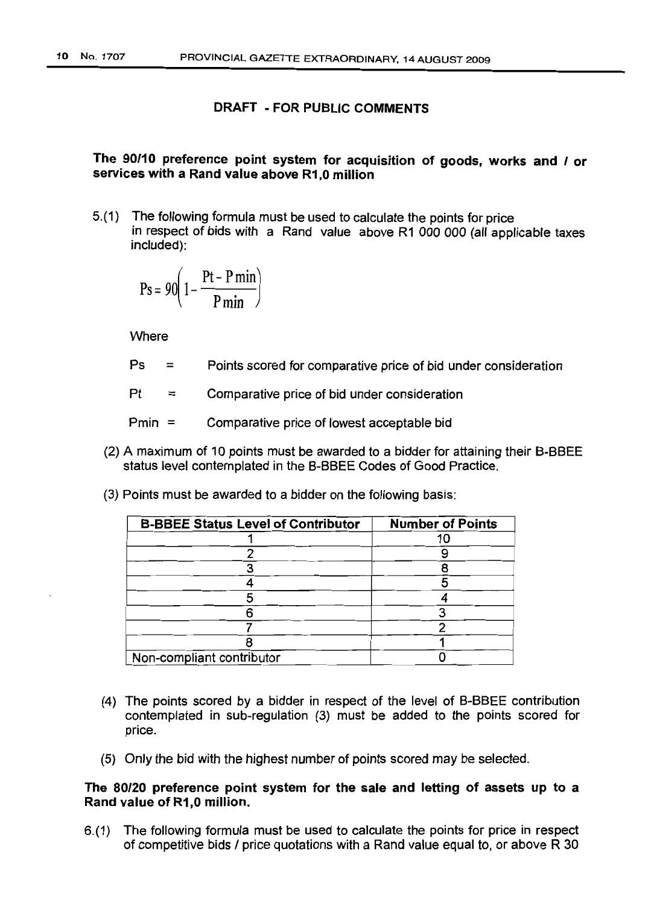**DRAFT - FOR PUBLIC COMMENTS**

## The 90/10 preference point system for acquisition of goods, works and / or services with a Rand value above R1,0 million

5.(1) The following formula must be used to calculate the points for price in respect of bids with a Rand value above R1 000 000 (all applicable taxes included):

$$Ps = 90\left(1 - \frac{Pt - P\min}{P\min}\right)$$

Where

Ps = Points scored for comparative price of bid under consideration

Pt = Comparative price of bid under consideration

Pmin = Comparative price of lowest acceptable bid

(2) A maximum of 10 points must be awarded to a bidder for attaining their B-BBEE status level contemplated in the B-BBEE Codes of Good Practice.

(3) Points must be awarded to a bidder on the following basis:

| B-BBEE Status Level of Contributor | Number of Points |
|---|---|
| 1 | 10 |
| 2 | 9 |
| 3 | 8 |
| 4 | 5 |
| 5 | 4 |
| 6 | 3 |
| 7 | 2 |
| 8 | 1 |
| Non-compliant contributor | 0 |

(4) The points scored by a bidder in respect of the level of B-BBEE contribution contemplated in sub-regulation (3) must be added to the points scored for price.

(5) Only the bid with the highest number of points scored may be selected.

## The 80/20 preference point system for the sale and letting of assets up to a Rand value of R1,0 million.

6.(1) The following formula must be used to calculate the points for price in respect of competitive bids / price quotations with a Rand value equal to, or above R 30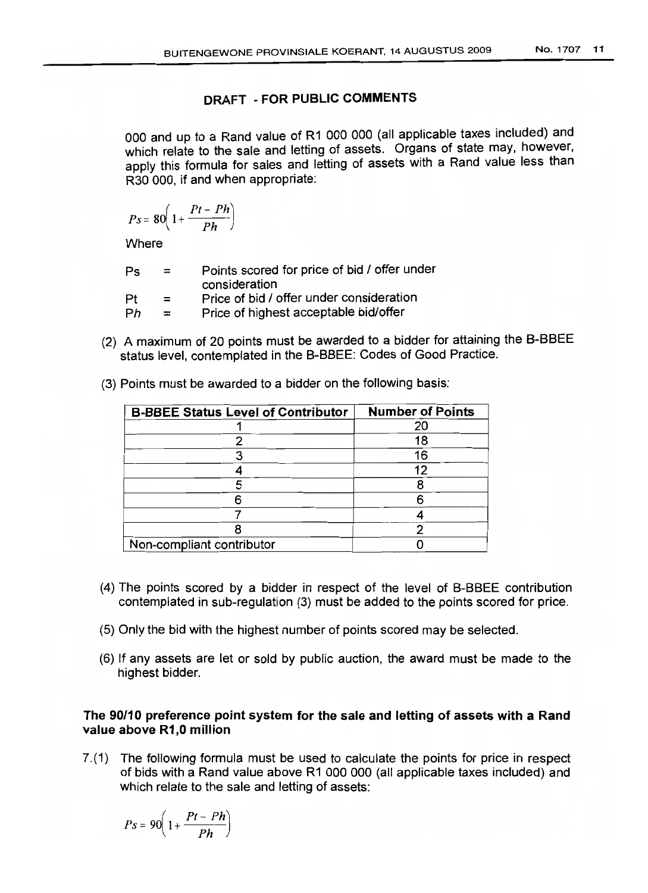**DRAFT - FOR PUBLIC COMMENTS**

000 and up to a Rand value of R1 000 000 (all applicable taxes included) and which relate to the sale and letting of assets. Organs of state may, however, apply this formula for sales and letting of assets with a Rand value less than R30 000, if and when appropriate:

$$Ps = 80\left(1 + \frac{Pt - Ph}{Ph}\right)$$

Where

| | | |
|---|---|---|
| Ps | = | Points scored for price of bid / offer under consideration |
| Pt | = | Price of bid / offer under consideration |
| Ph | = | Price of highest acceptable bid/offer |

(2) A maximum of 20 points must be awarded to a bidder for attaining the B-BBEE status level, contemplated in the B-BBEE: Codes of Good Practice.

(3) Points must be awarded to a bidder on the following basis:

| B-BBEE Status Level of Contributor | Number of Points |
|---|---|
| 1 | 20 |
| 2 | 18 |
| 3 | 16 |
| 4 | 12 |
| 5 | 8 |
| 6 | 6 |
| 7 | 4 |
| 8 | 2 |
| Non-compliant contributor | 0 |

(4) The points scored by a bidder in respect of the level of B-BBEE contribution contemplated in sub-regulation (3) must be added to the points scored for price.

(5) Only the bid with the highest number of points scored may be selected.

(6) If any assets are let or sold by public auction, the award must be made to the highest bidder.

**The 90/10 preference point system for the sale and letting of assets with a Rand value above R1,0 million**

7.(1) The following formula must be used to calculate the points for price in respect of bids with a Rand value above R1 000 000 (all applicable taxes included) and which relate to the sale and letting of assets:

$$Ps = 90\left(1 + \frac{Pt - Ph}{Ph}\right)$$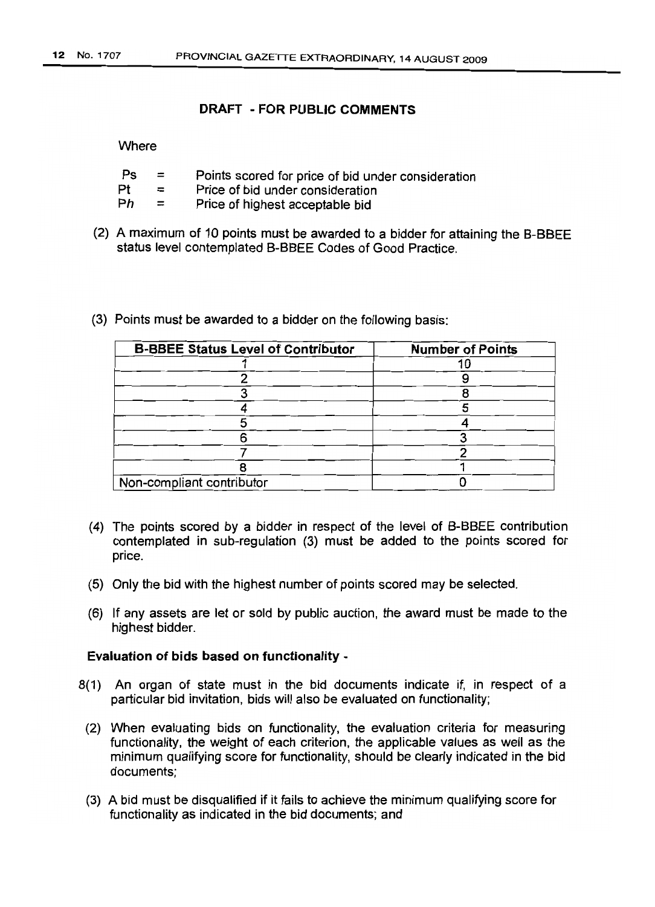**DRAFT - FOR PUBLIC COMMENTS**

Where

$Ps$ = Points scored for price of bid under consideration
$Pt$ = Price of bid under consideration
$Ph$ = Price of highest acceptable bid

(2) A maximum of 10 points must be awarded to a bidder for attaining the B-BBEE status level contemplated B-BBEE Codes of Good Practice.

(3) Points must be awarded to a bidder on the following basis:

| B-BBEE Status Level of Contributor | Number of Points |
|---|---|
| 1 | 10 |
| 2 | 9 |
| 3 | 8 |
| 4 | 5 |
| 5 | 4 |
| 6 | 3 |
| 7 | 2 |
| 8 | 1 |
| Non-compliant contributor | 0 |

(4) The points scored by a bidder in respect of the level of B-BBEE contribution contemplated in sub-regulation (3) must be added to the points scored for price.

(5) Only the bid with the highest number of points scored may be selected.

(6) If any assets are let or sold by public auction, the award must be made to the highest bidder.

**Evaluation of bids based on functionality -**

8(1) An organ of state must in the bid documents indicate if, in respect of a particular bid invitation, bids will also be evaluated on functionality;

(2) When evaluating bids on functionality, the evaluation criteria for measuring functionality, the weight of each criterion, the applicable values as well as the minimum qualifying score for functionality, should be clearly indicated in the bid documents;

(3) A bid must be disqualified if it fails to achieve the minimum qualifying score for functionality as indicated in the bid documents; and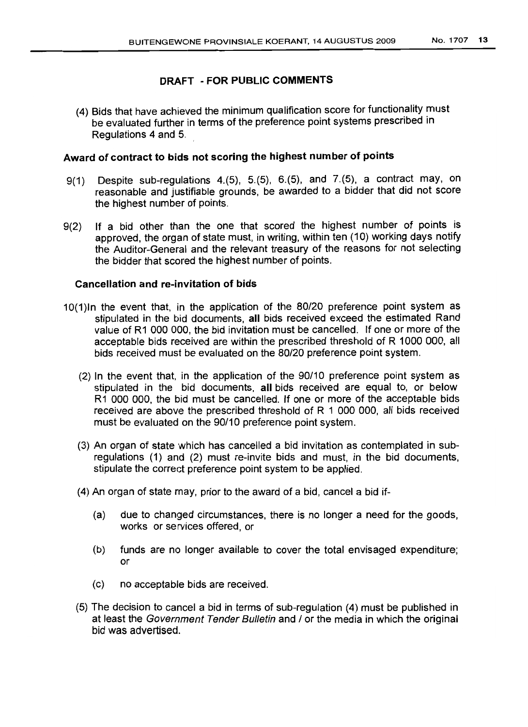**DRAFT - FOR PUBLIC COMMENTS**

(4) Bids that have achieved the minimum qualification score for functionality must be evaluated further in terms of the preference point systems prescribed in Regulations 4 and 5.

### Award of contract to bids not scoring the highest number of points

9(1) Despite sub-regulations 4.(5), 5.(5), 6.(5), and 7.(5), a contract may, on reasonable and justifiable grounds, be awarded to a bidder that did not score the highest number of points.

9(2) If a bid other than the one that scored the highest number of points is approved, the organ of state must, in writing, within ten (10) working days notify the Auditor-General and the relevant treasury of the reasons for not selecting the bidder that scored the highest number of points.

### Cancellation and re-invitation of bids

10(1)In the event that, in the application of the 80/20 preference point system as stipulated in the bid documents, **all** bids received exceed the estimated Rand value of R1 000 000, the bid invitation must be cancelled. If one or more of the acceptable bids received are within the prescribed threshold of R 1000 000, all bids received must be evaluated on the 80/20 preference point system.

(2) In the event that, in the application of the 90/10 preference point system as stipulated in the bid documents, **all** bids received are equal to, or below R1 000 000, the bid must be cancelled. If one or more of the acceptable bids received are above the prescribed threshold of R 1 000 000, all bids received must be evaluated on the 90/10 preference point system.

(3) An organ of state which has cancelled a bid invitation as contemplated in sub-regulations (1) and (2) must re-invite bids and must, in the bid documents, stipulate the correct preference point system to be applied.

(4) An organ of state may, prior to the award of a bid, cancel a bid if-

(a) due to changed circumstances, there is no longer a need for the goods, works or services offered, or

(b) funds are no longer available to cover the total envisaged expenditure; or

(c) no acceptable bids are received.

(5) The decision to cancel a bid in terms of sub-regulation (4) must be published in at least the *Government Tender Bulletin* and / or the media in which the original bid was advertised.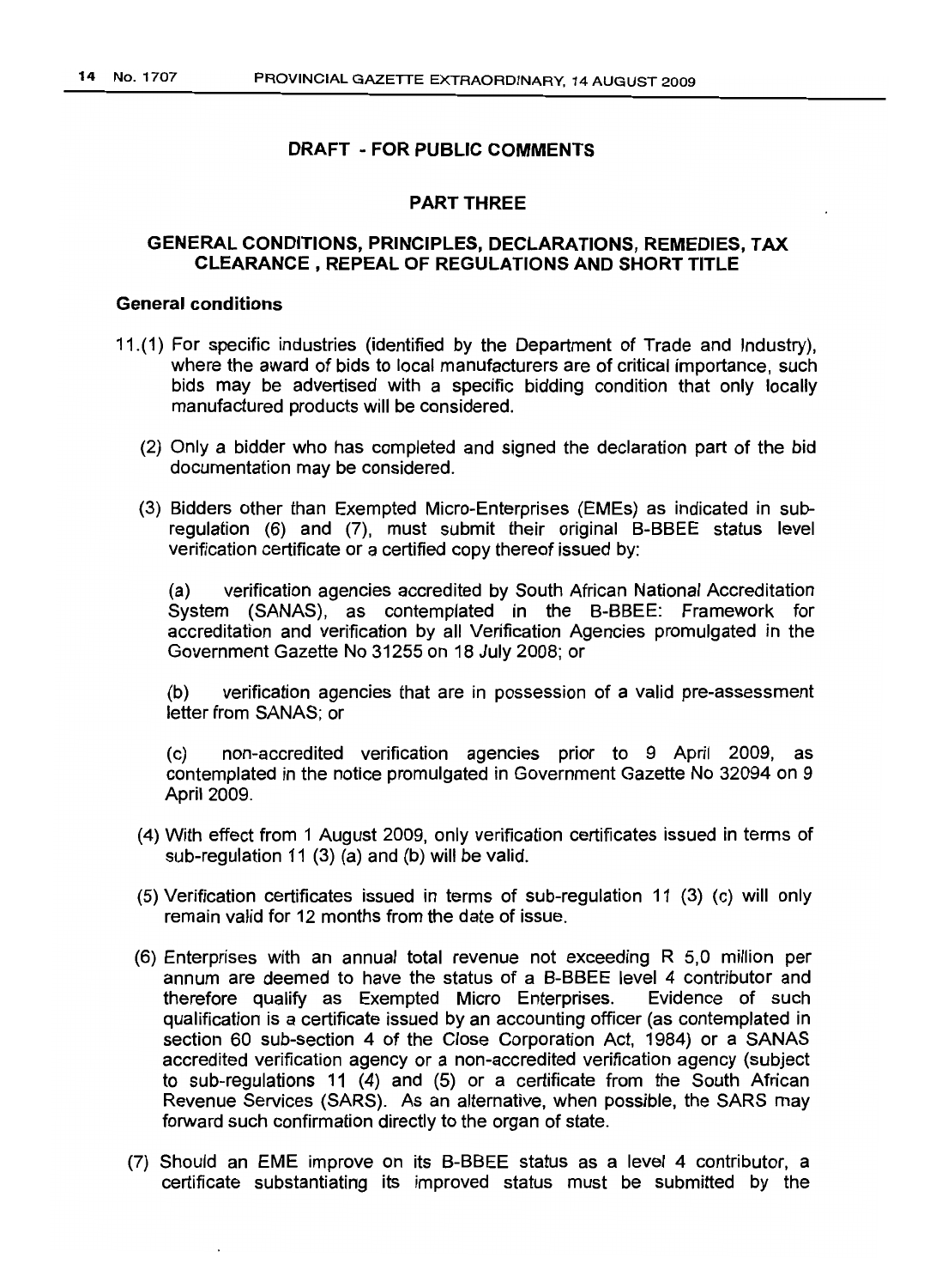**DRAFT - FOR PUBLIC COMMENTS**

## PART THREE

## GENERAL CONDITIONS, PRINCIPLES, DECLARATIONS, REMEDIES, TAX CLEARANCE , REPEAL OF REGULATIONS AND SHORT TITLE

### General conditions

11.(1) For specific industries (identified by the Department of Trade and Industry), where the award of bids to local manufacturers are of critical importance, such bids may be advertised with a specific bidding condition that only locally manufactured products will be considered.

(2) Only a bidder who has completed and signed the declaration part of the bid documentation may be considered.

(3) Bidders other than Exempted Micro-Enterprises (EMEs) as indicated in sub-regulation (6) and (7), must submit their original B-BBEE status level verification certificate or a certified copy thereof issued by:

(a) verification agencies accredited by South African National Accreditation System (SANAS), as contemplated in the B-BBEE: Framework for accreditation and verification by all Verification Agencies promulgated in the Government Gazette No 31255 on 18 July 2008; or

(b) verification agencies that are in possession of a valid pre-assessment letter from SANAS; or

(c) non-accredited verification agencies prior to 9 April 2009, as contemplated in the notice promulgated in Government Gazette No 32094 on 9 April 2009.

(4) With effect from 1 August 2009, only verification certificates issued in terms of sub-regulation 11 (3) (a) and (b) will be valid.

(5) Verification certificates issued in terms of sub-regulation 11 (3) (c) will only remain valid for 12 months from the date of issue.

(6) Enterprises with an annual total revenue not exceeding R 5,0 million per annum are deemed to have the status of a B-BBEE level 4 contributor and therefore qualify as Exempted Micro Enterprises. Evidence of such qualification is a certificate issued by an accounting officer (as contemplated in section 60 sub-section 4 of the Close Corporation Act, 1984) or a SANAS accredited verification agency or a non-accredited verification agency (subject to sub-regulations 11 (4) and (5) or a certificate from the South African Revenue Services (SARS). As an alternative, when possible, the SARS may forward such confirmation directly to the organ of state.

(7) Should an EME improve on its B-BBEE status as a level 4 contributor, a certificate substantiating its improved status must be submitted by the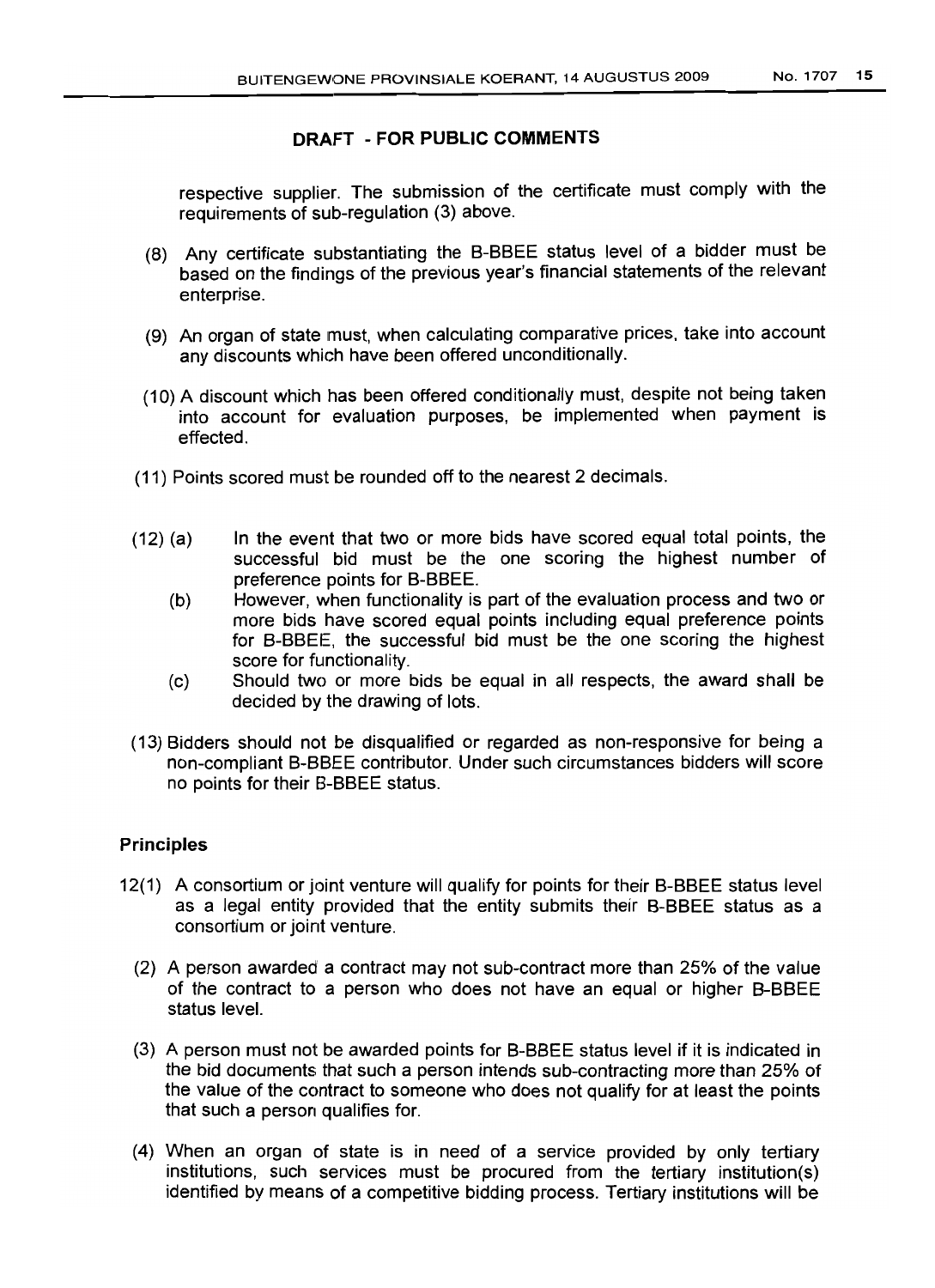**DRAFT - FOR PUBLIC COMMENTS**

respective supplier. The submission of the certificate must comply with the requirements of sub-regulation (3) above.

(8) Any certificate substantiating the B-BBEE status level of a bidder must be based on the findings of the previous year's financial statements of the relevant enterprise.

(9) An organ of state must, when calculating comparative prices, take into account any discounts which have been offered unconditionally.

(10) A discount which has been offered conditionally must, despite not being taken into account for evaluation purposes, be implemented when payment is effected.

(11) Points scored must be rounded off to the nearest 2 decimals.

(12) (a) In the event that two or more bids have scored equal total points, the successful bid must be the one scoring the highest number of preference points for B-BBEE.

(b) However, when functionality is part of the evaluation process and two or more bids have scored equal points including equal preference points for B-BBEE, the successful bid must be the one scoring the highest score for functionality.

(c) Should two or more bids be equal in all respects, the award shall be decided by the drawing of lots.

(13) Bidders should not be disqualified or regarded as non-responsive for being a non-compliant B-BBEE contributor. Under such circumstances bidders will score no points for their B-BBEE status.

**Principles**

12(1) A consortium or joint venture will qualify for points for their B-BBEE status level as a legal entity provided that the entity submits their B-BBEE status as a consortium or joint venture.

(2) A person awarded a contract may not sub-contract more than 25% of the value of the contract to a person who does not have an equal or higher B-BBEE status level.

(3) A person must not be awarded points for B-BBEE status level if it is indicated in the bid documents that such a person intends sub-contracting more than 25% of the value of the contract to someone who does not qualify for at least the points that such a person qualifies for.

(4) When an organ of state is in need of a service provided by only tertiary institutions, such services must be procured from the tertiary institution(s) identified by means of a competitive bidding process. Tertiary institutions will be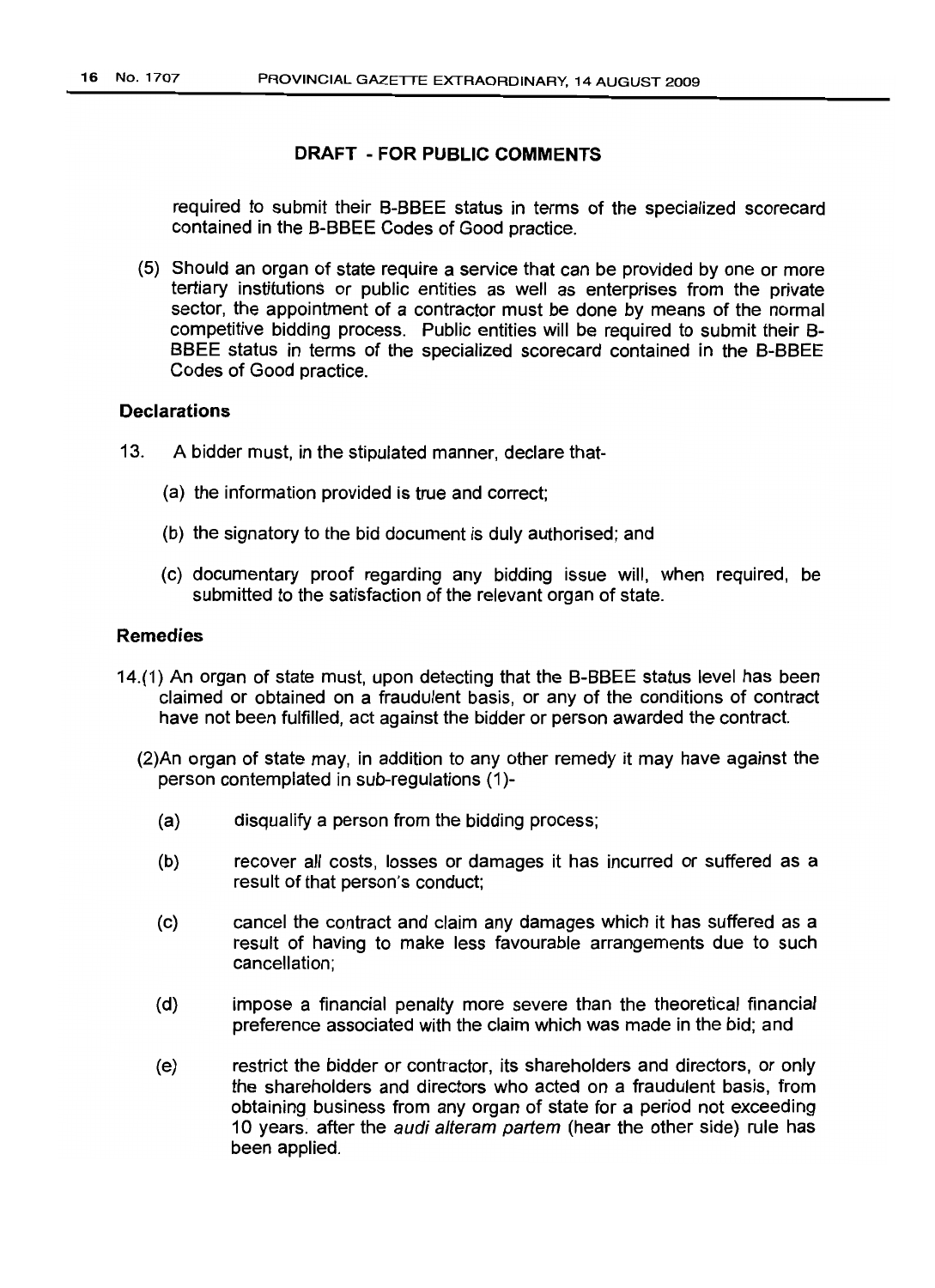**DRAFT - FOR PUBLIC COMMENTS**

required to submit their B-BBEE status in terms of the specialized scorecard contained in the B-BBEE Codes of Good practice.

(5) Should an organ of state require a service that can be provided by one or more tertiary institutions or public entities as well as enterprises from the private sector, the appointment of a contractor must be done by means of the normal competitive bidding process. Public entities will be required to submit their B-BBEE status in terms of the specialized scorecard contained in the B-BBEE Codes of Good practice.

### Declarations

13. A bidder must, in the stipulated manner, declare that-

 (a) the information provided is true and correct;

 (b) the signatory to the bid document is duly authorised; and

 (c) documentary proof regarding any bidding issue will, when required, be submitted to the satisfaction of the relevant organ of state.

### Remedies

14.(1) An organ of state must, upon detecting that the B-BBEE status level has been claimed or obtained on a fraudulent basis, or any of the conditions of contract have not been fulfilled, act against the bidder or person awarded the contract.

(2) An organ of state may, in addition to any other remedy it may have against the person contemplated in sub-regulations (1)-

 (a) disqualify a person from the bidding process;

 (b) recover all costs, losses or damages it has incurred or suffered as a result of that person's conduct;

 (c) cancel the contract and claim any damages which it has suffered as a result of having to make less favourable arrangements due to such cancellation;

 (d) impose a financial penalty more severe than the theoretical financial preference associated with the claim which was made in the bid; and

 (e) restrict the bidder or contractor, its shareholders and directors, or only the shareholders and directors who acted on a fraudulent basis, from obtaining business from any organ of state for a period not exceeding 10 years. after the *audi alteram partem* (hear the other side) rule has been applied.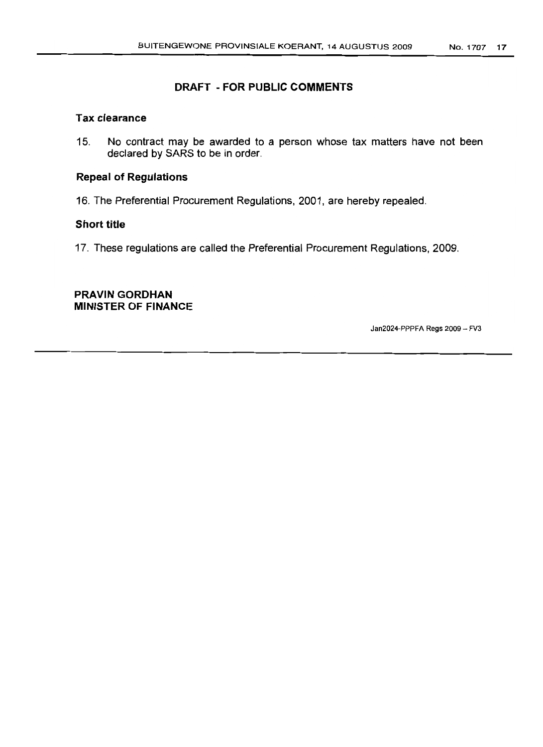**DRAFT - FOR PUBLIC COMMENTS**

**Tax clearance**

15. No contract may be awarded to a person whose tax matters have not been declared by SARS to be in order.

**Repeal of Regulations**

16. The Preferential Procurement Regulations, 2001, are hereby repealed.

**Short title**

17. These regulations are called the Preferential Procurement Regulations, 2009.

**PRAVIN GORDHAN**
**MINISTER OF FINANCE**

Jan2024-PPPFA Regs 2009 – FV3